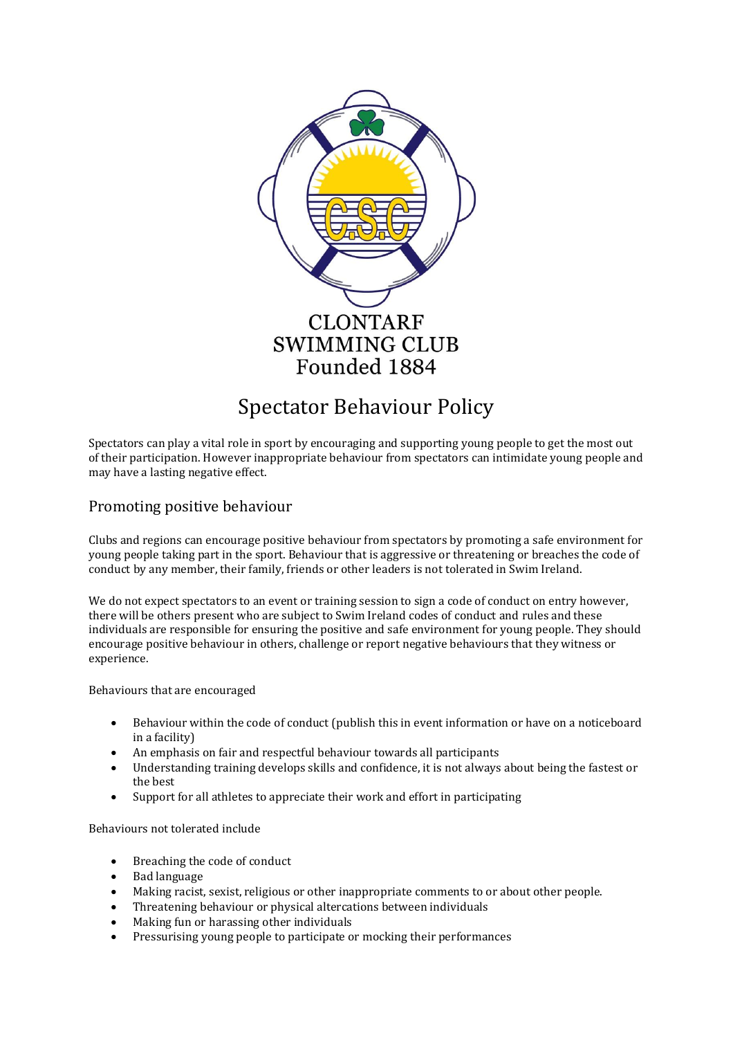CLONTARF
SWIMMING CLUB
Founded 1884

# Spectator Behaviour Policy

Spectators can play a vital role in sport by encouraging and supporting young people to get the most out of their participation. However inappropriate behaviour from spectators can intimidate young people and may have a lasting negative effect.

## Promoting positive behaviour

Clubs and regions can encourage positive behaviour from spectators by promoting a safe environment for young people taking part in the sport. Behaviour that is aggressive or threatening or breaches the code of conduct by any member, their family, friends or other leaders is not tolerated in Swim Ireland.

We do not expect spectators to an event or training session to sign a code of conduct on entry however, there will be others present who are subject to Swim Ireland codes of conduct and rules and these individuals are responsible for ensuring the positive and safe environment for young people. They should encourage positive behaviour in others, challenge or report negative behaviours that they witness or experience.

Behaviours that are encouraged

- Behaviour within the code of conduct (publish this in event information or have on a noticeboard in a facility)
- An emphasis on fair and respectful behaviour towards all participants
- Understanding training develops skills and confidence, it is not always about being the fastest or the best
- Support for all athletes to appreciate their work and effort in participating

Behaviours not tolerated include

- Breaching the code of conduct
- Bad language
- Making racist, sexist, religious or other inappropriate comments to or about other people.
- Threatening behaviour or physical altercations between individuals
- Making fun or harassing other individuals
- Pressurising young people to participate or mocking their performances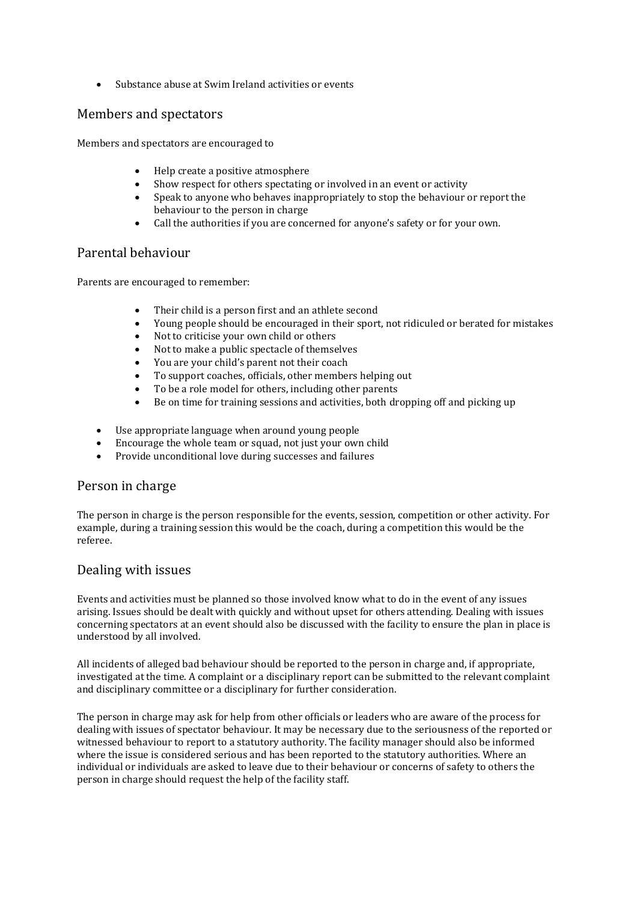- Substance abuse at Swim Ireland activities or events

## Members and spectators

Members and spectators are encouraged to

- Help create a positive atmosphere
- Show respect for others spectating or involved in an event or activity
- Speak to anyone who behaves inappropriately to stop the behaviour or report the behaviour to the person in charge
- Call the authorities if you are concerned for anyone's safety or for your own.

## Parental behaviour

Parents are encouraged to remember:

- Their child is a person first and an athlete second
- Young people should be encouraged in their sport, not ridiculed or berated for mistakes
- Not to criticise your own child or others
- Not to make a public spectacle of themselves
- You are your child's parent not their coach
- To support coaches, officials, other members helping out
- To be a role model for others, including other parents
- Be on time for training sessions and activities, both dropping off and picking up

- Use appropriate language when around young people
- Encourage the whole team or squad, not just your own child
- Provide unconditional love during successes and failures

## Person in charge

The person in charge is the person responsible for the events, session, competition or other activity. For example, during a training session this would be the coach, during a competition this would be the referee.

## Dealing with issues

Events and activities must be planned so those involved know what to do in the event of any issues arising. Issues should be dealt with quickly and without upset for others attending. Dealing with issues concerning spectators at an event should also be discussed with the facility to ensure the plan in place is understood by all involved.

All incidents of alleged bad behaviour should be reported to the person in charge and, if appropriate, investigated at the time. A complaint or a disciplinary report can be submitted to the relevant complaint and disciplinary committee or a disciplinary for further consideration.

The person in charge may ask for help from other officials or leaders who are aware of the process for dealing with issues of spectator behaviour. It may be necessary due to the seriousness of the reported or witnessed behaviour to report to a statutory authority. The facility manager should also be informed where the issue is considered serious and has been reported to the statutory authorities. Where an individual or individuals are asked to leave due to their behaviour or concerns of safety to others the person in charge should request the help of the facility staff.